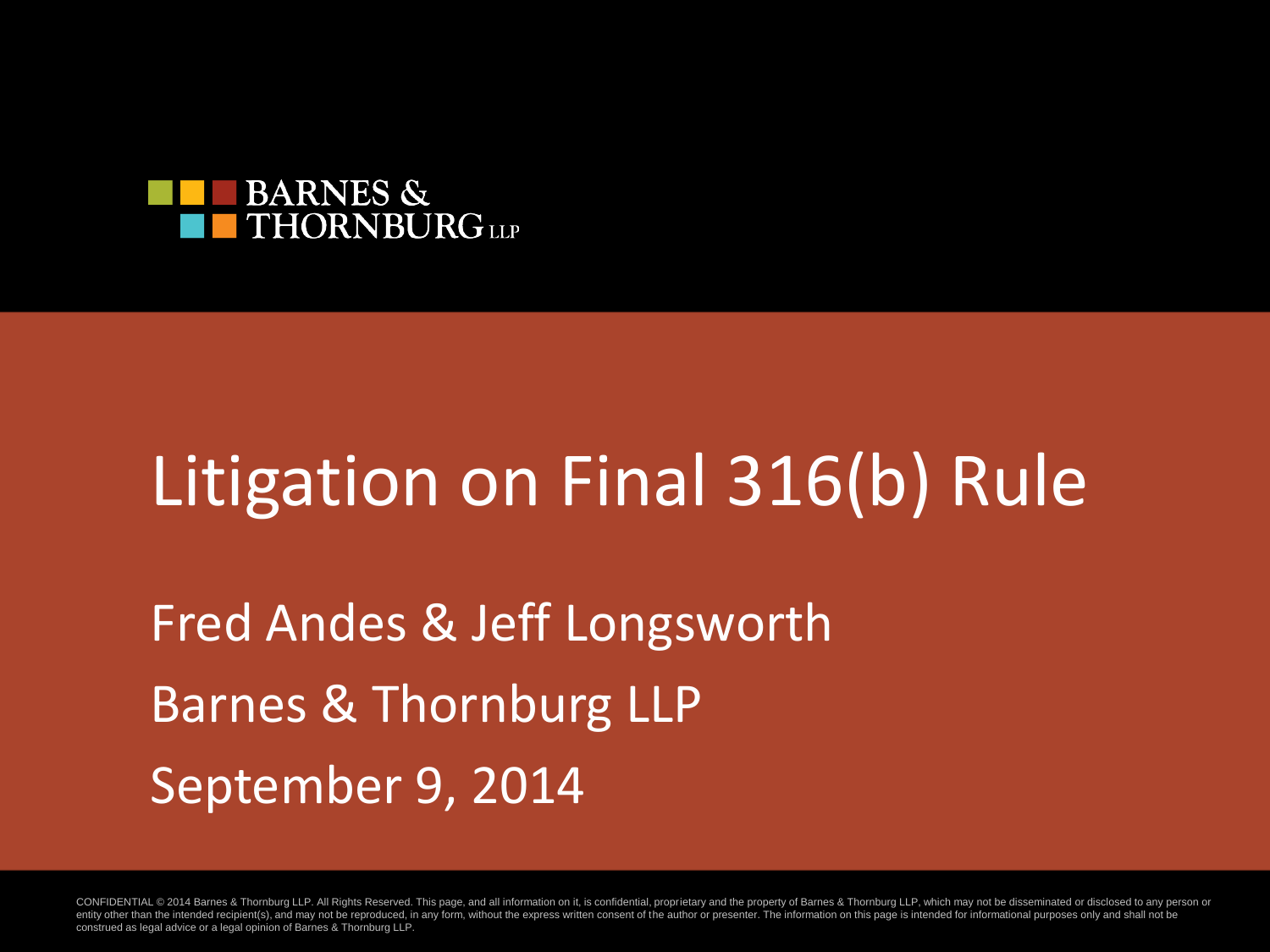BARNES & THORNBURG LLP

# Litigation on Final 316(b) Rule

Fred Andes & Jeff Longsworth

Barnes & Thornburg LLP

September 9, 2014

CONFIDENTIAL © 2014 Barnes & Thornburg LLP. All Rights Reserved. This page, and all information on it, is confidential, proprietary and the property of Barnes & Thornburg LLP, which may not be disseminated or disclosed to any person or entity other than the intended recipient(s), and may not be reproduced, in any form, without the express written consent of the author or presenter. The information on this page is intended for informational purposes only and shall not be construed as legal advice or a legal opinion of Barnes & Thornburg LLP.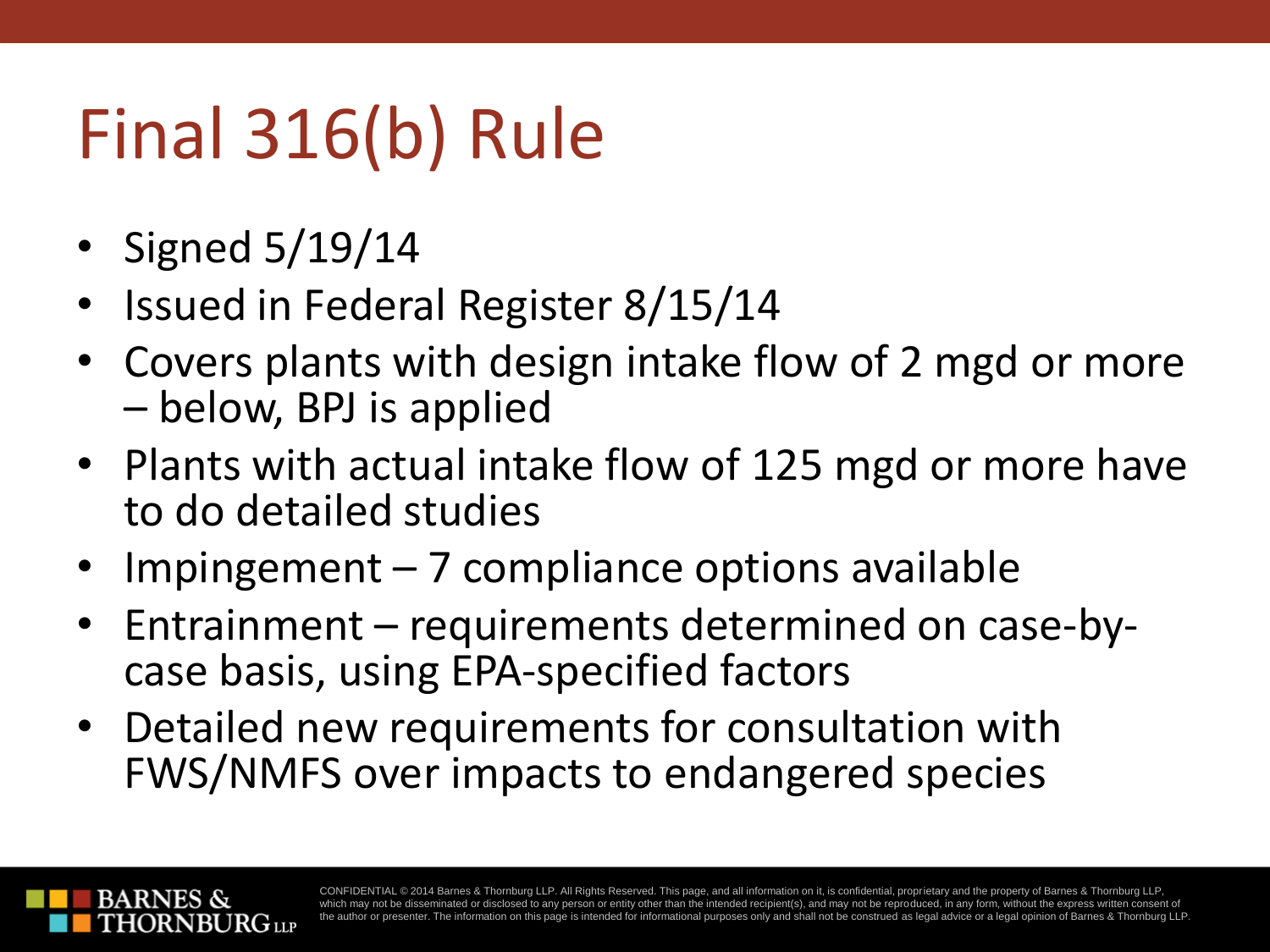# Final 316(b) Rule

- Signed 5/19/14
- Issued in Federal Register 8/15/14
- Covers plants with design intake flow of 2 mgd or more – below, BPJ is applied
- Plants with actual intake flow of 125 mgd or more have to do detailed studies
- Impingement – 7 compliance options available
- Entrainment – requirements determined on case-by-case basis, using EPA-specified factors
- Detailed new requirements for consultation with FWS/NMFS over impacts to endangered species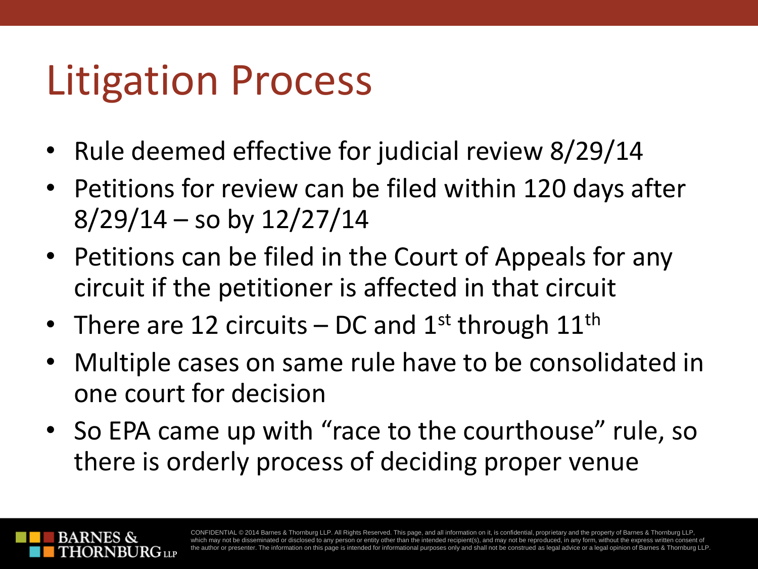# Litigation Process

- Rule deemed effective for judicial review 8/29/14
- Petitions for review can be filed within 120 days after 8/29/14 – so by 12/27/14
- Petitions can be filed in the Court of Appeals for any circuit if the petitioner is affected in that circuit
- There are 12 circuits – DC and 1st through 11th
- Multiple cases on same rule have to be consolidated in one court for decision
- So EPA came up with "race to the courthouse" rule, so there is orderly process of deciding proper venue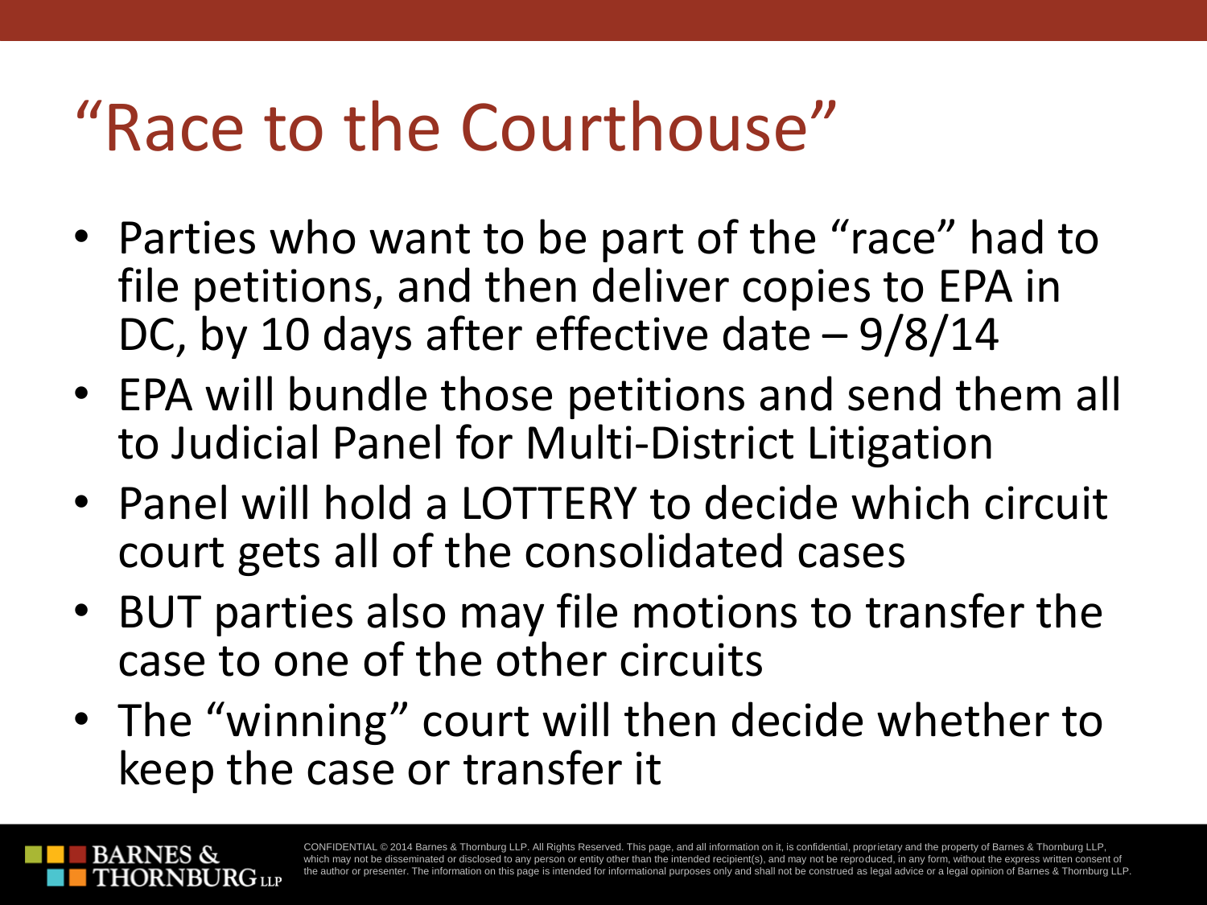# "Race to the Courthouse"

- Parties who want to be part of the "race" had to file petitions, and then deliver copies to EPA in DC, by 10 days after effective date – 9/8/14
- EPA will bundle those petitions and send them all to Judicial Panel for Multi-District Litigation
- Panel will hold a LOTTERY to decide which circuit court gets all of the consolidated cases
- BUT parties also may file motions to transfer the case to one of the other circuits
- The "winning" court will then decide whether to keep the case or transfer it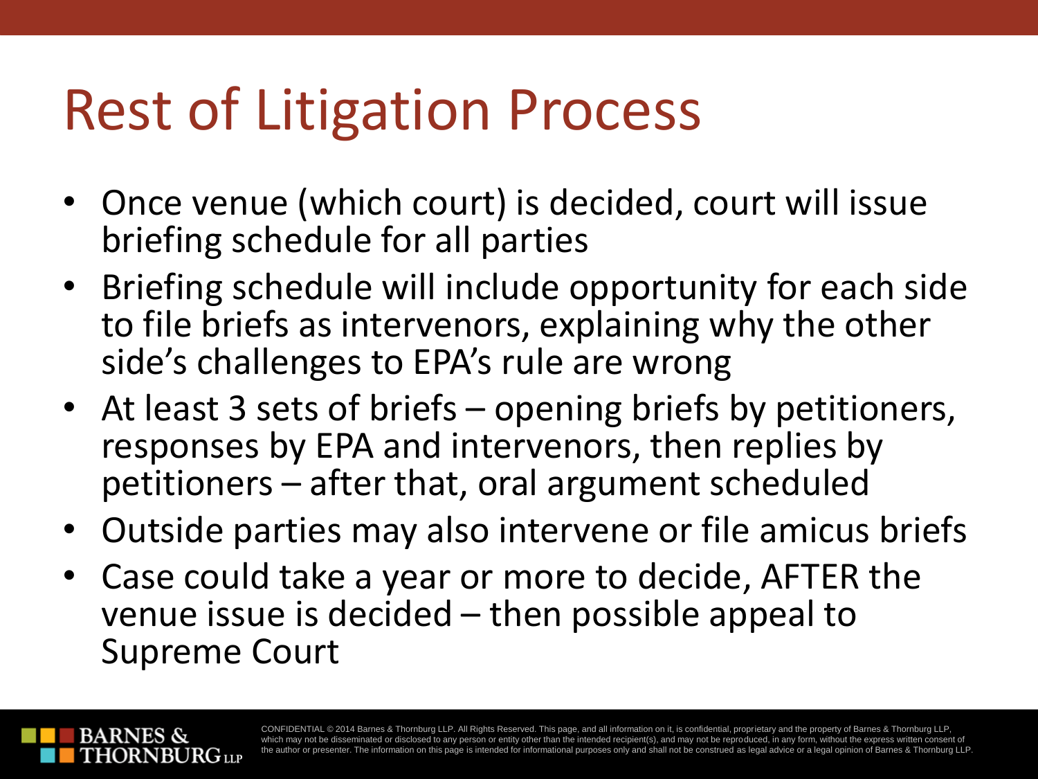# Rest of Litigation Process

- Once venue (which court) is decided, court will issue briefing schedule for all parties
- Briefing schedule will include opportunity for each side to file briefs as intervenors, explaining why the other side's challenges to EPA's rule are wrong
- At least 3 sets of briefs – opening briefs by petitioners, responses by EPA and intervenors, then replies by petitioners – after that, oral argument scheduled
- Outside parties may also intervene or file amicus briefs
- Case could take a year or more to decide, AFTER the venue issue is decided – then possible appeal to Supreme Court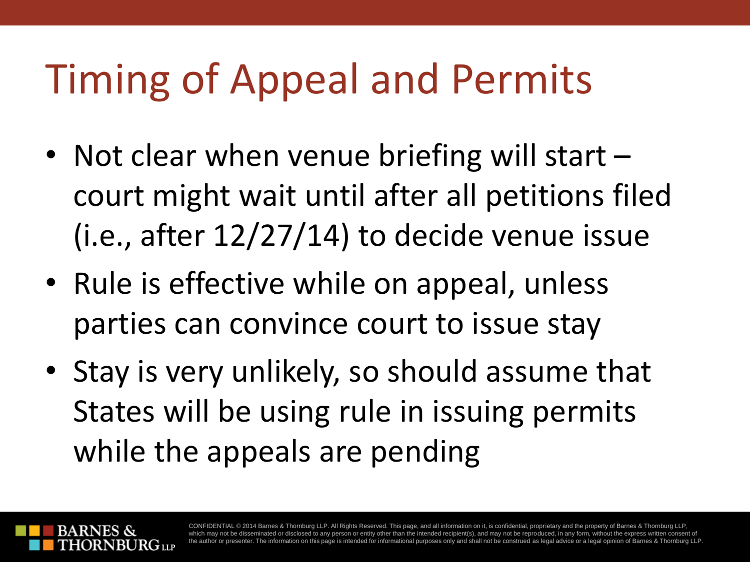# Timing of Appeal and Permits

- Not clear when venue briefing will start – court might wait until after all petitions filed (i.e., after 12/27/14) to decide venue issue
- Rule is effective while on appeal, unless parties can convince court to issue stay
- Stay is very unlikely, so should assume that States will be using rule in issuing permits while the appeals are pending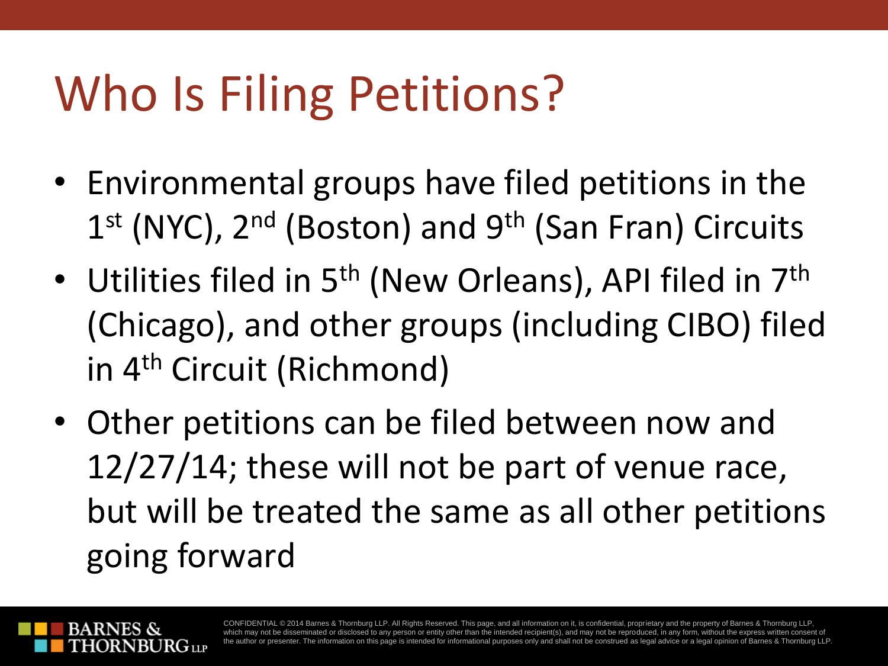# Who Is Filing Petitions?

- Environmental groups have filed petitions in the 1st (NYC), 2nd (Boston) and 9th (San Fran) Circuits
- Utilities filed in 5th (New Orleans), API filed in 7th (Chicago), and other groups (including CIBO) filed in 4th Circuit (Richmond)
- Other petitions can be filed between now and 12/27/14; these will not be part of venue race, but will be treated the same as all other petitions going forward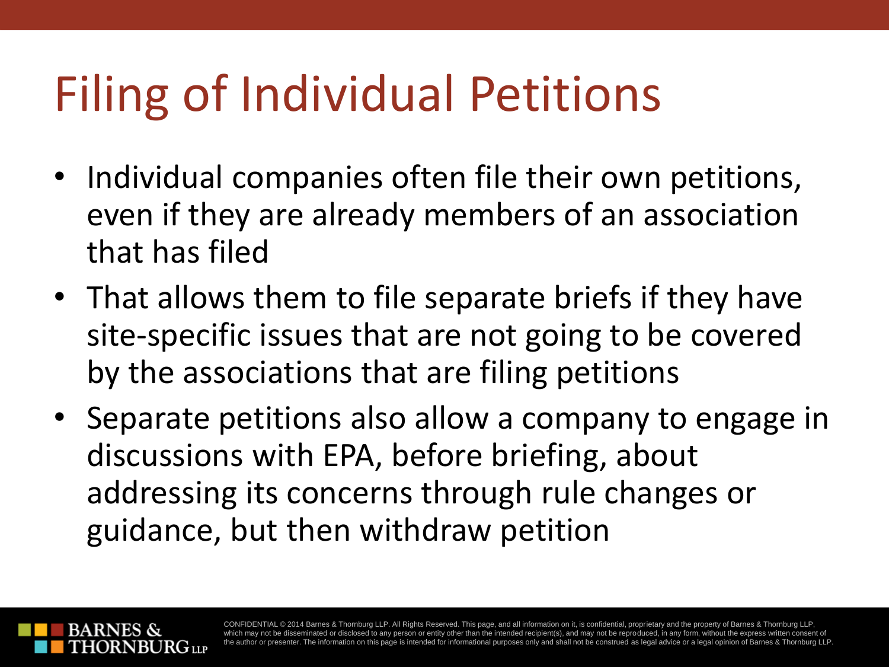# Filing of Individual Petitions

- Individual companies often file their own petitions, even if they are already members of an association that has filed
- That allows them to file separate briefs if they have site-specific issues that are not going to be covered by the associations that are filing petitions
- Separate petitions also allow a company to engage in discussions with EPA, before briefing, about addressing its concerns through rule changes or guidance, but then withdraw petition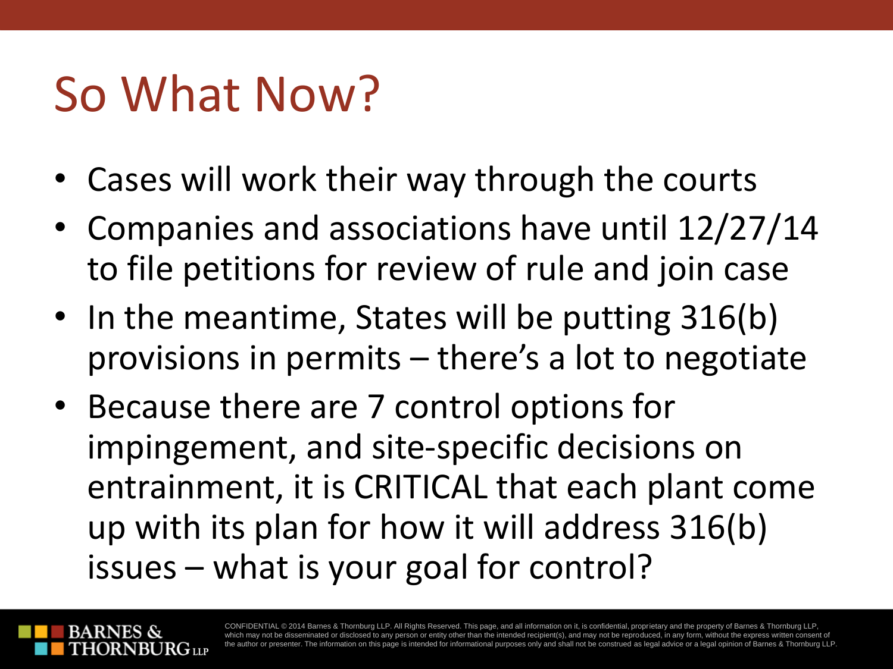# So What Now?

- Cases will work their way through the courts
- Companies and associations have until 12/27/14 to file petitions for review of rule and join case
- In the meantime, States will be putting 316(b) provisions in permits – there's a lot to negotiate
- Because there are 7 control options for impingement, and site-specific decisions on entrainment, it is CRITICAL that each plant come up with its plan for how it will address 316(b) issues – what is your goal for control?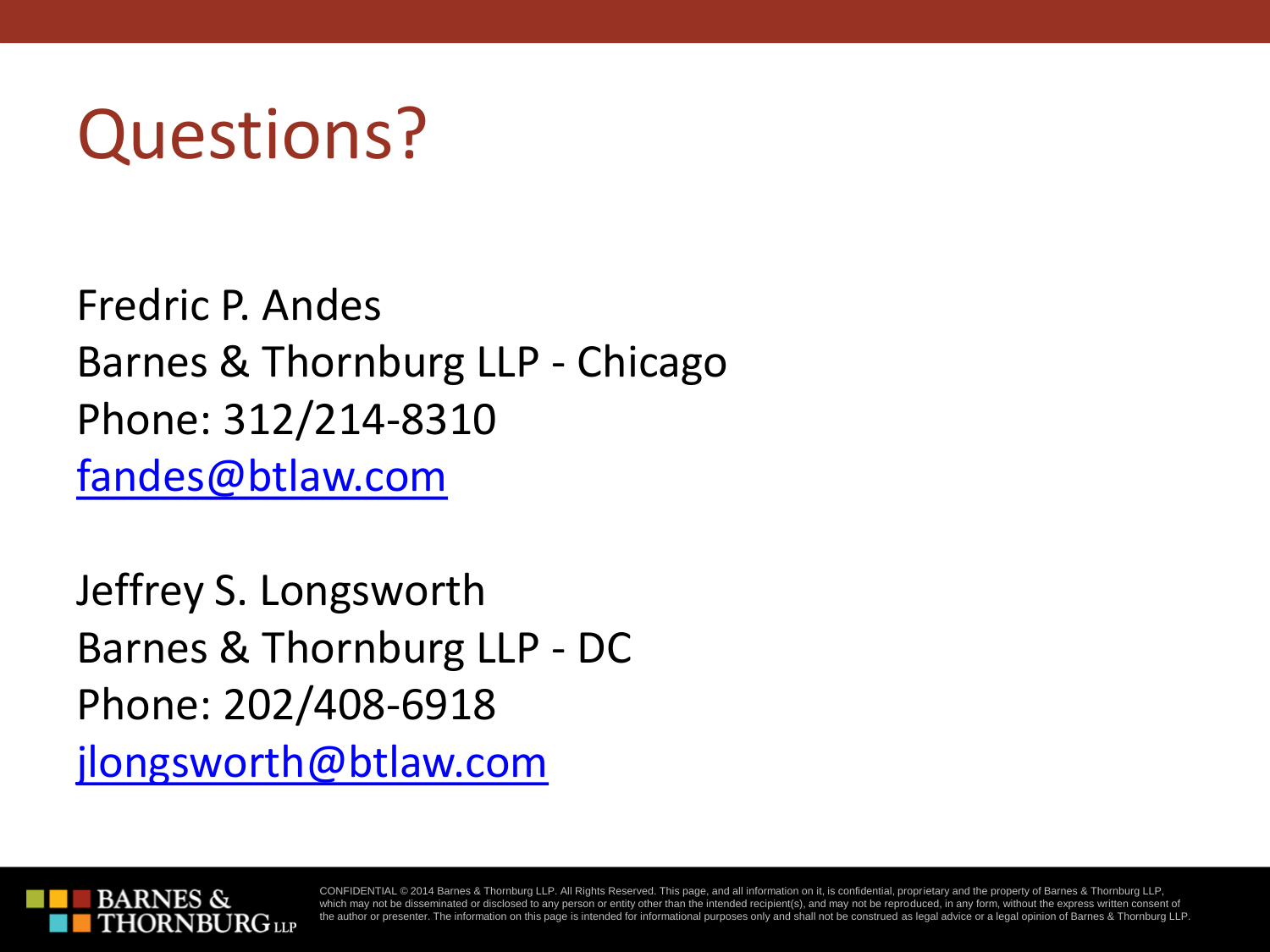# Questions?

Fredric P. Andes
Barnes & Thornburg LLP - Chicago
Phone: 312/214-8310
fandes@btlaw.com

Jeffrey S. Longsworth
Barnes & Thornburg LLP - DC
Phone: 202/408-6918
jlongsworth@btlaw.com